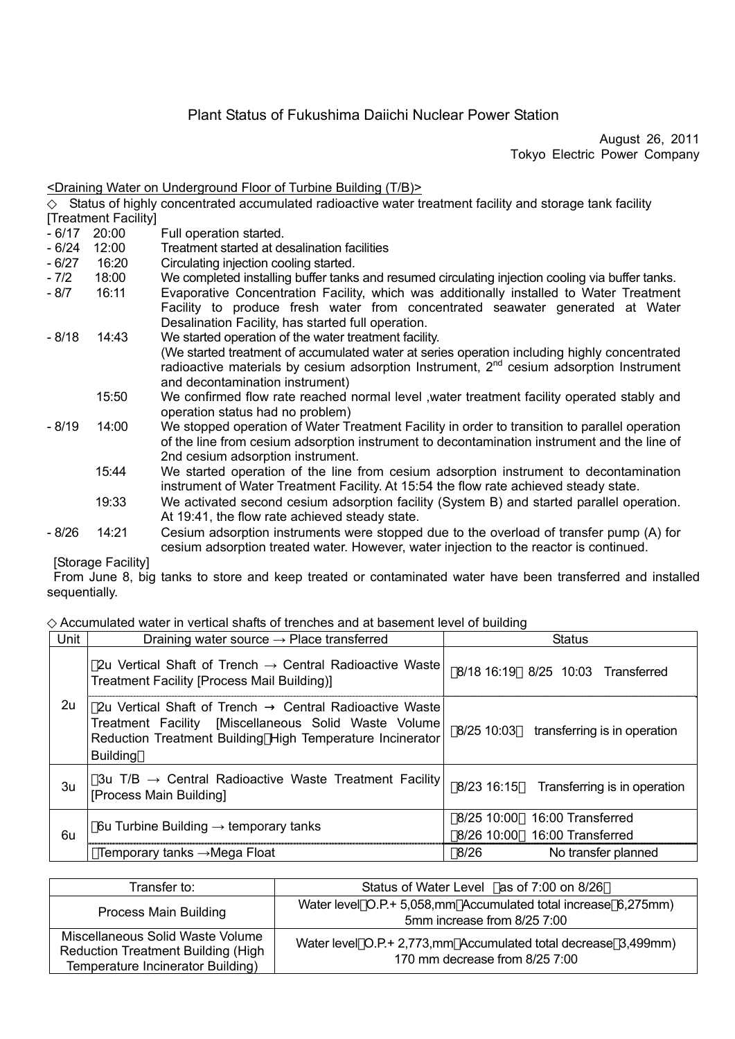# Plant Status of Fukushima Daiichi Nuclear Power Station

August 26, 2011
Tokyo Electric Power Company

<Draining Water on Underground Floor of Turbine Building (T/B)>

◇ Status of highly concentrated accumulated radioactive water treatment facility and storage tank facility

[Treatment Facility]

- 6/17 20:00 Full operation started.
- 6/24 12:00 Treatment started at desalination facilities
- 6/27 16:20 Circulating injection cooling started.
- 7/2 18:00 We completed installing buffer tanks and resumed circulating injection cooling via buffer tanks.
- 8/7 16:11 Evaporative Concentration Facility, which was additionally installed to Water Treatment Facility to produce fresh water from concentrated seawater generated at Water Desalination Facility, has started full operation.
- 8/18 14:43 We started operation of the water treatment facility.
  (We started treatment of accumulated water at series operation including highly concentrated radioactive materials by cesium adsorption Instrument, 2nd cesium adsorption Instrument and decontamination instrument)
  15:50 We confirmed flow rate reached normal level ,water treatment facility operated stably and operation status had no problem)
- 8/19 14:00 We stopped operation of Water Treatment Facility in order to transition to parallel operation of the line from cesium adsorption instrument to decontamination instrument and the line of 2nd cesium adsorption instrument.
  15:44 We started operation of the line from cesium adsorption instrument to decontamination instrument of Water Treatment Facility. At 15:54 the flow rate achieved steady state.
  19:33 We activated second cesium adsorption facility (System B) and started parallel operation. At 19:41, the flow rate achieved steady state.
- 8/26 14:21 Cesium adsorption instruments were stopped due to the overload of transfer pump (A) for cesium adsorption treated water. However, water injection to the reactor is continued.

[Storage Facility]

From June 8, big tanks to store and keep treated or contaminated water have been transferred and installed sequentially.

◇ Accumulated water in vertical shafts of trenches and at basement level of building

| Unit | Draining water source → Place transferred | Status |
|---|---|---|
| 2u | 2u Vertical Shaft of Trench → Central Radioactive Waste Treatment Facility [Process Mail Building)] | 8/18 16:19 8/25 10:03 Transferred |
| | 2u Vertical Shaft of Trench → Central Radioactive Waste Treatment Facility [Miscellaneous Solid Waste Volume Reduction Treatment Building High Temperature Incinerator Building | 8/25 10:03 transferring is in operation |
| 3u | 3u T/B → Central Radioactive Waste Treatment Facility [Process Main Building] | 8/23 16:15 Transferring is in operation |
| 6u | 6u Turbine Building → temporary tanks | 8/25 10:00 16:00 Transferred<br>8/26 10:00 16:00 Transferred |
| | Temporary tanks →Mega Float | 8/26 No transfer planned |

| Transfer to: | Status of Water Level as of 7:00 on 8/26 |
|---|---|
| Process Main Building | Water level O.P.+ 5,058,mm Accumulated total increase 6,275mm)<br>5mm increase from 8/25 7:00 |
| Miscellaneous Solid Waste Volume Reduction Treatment Building (High Temperature Incinerator Building) | Water level O.P.+ 2,773,mm Accumulated total decrease 3,499mm)<br>170 mm decrease from 8/25 7:00 |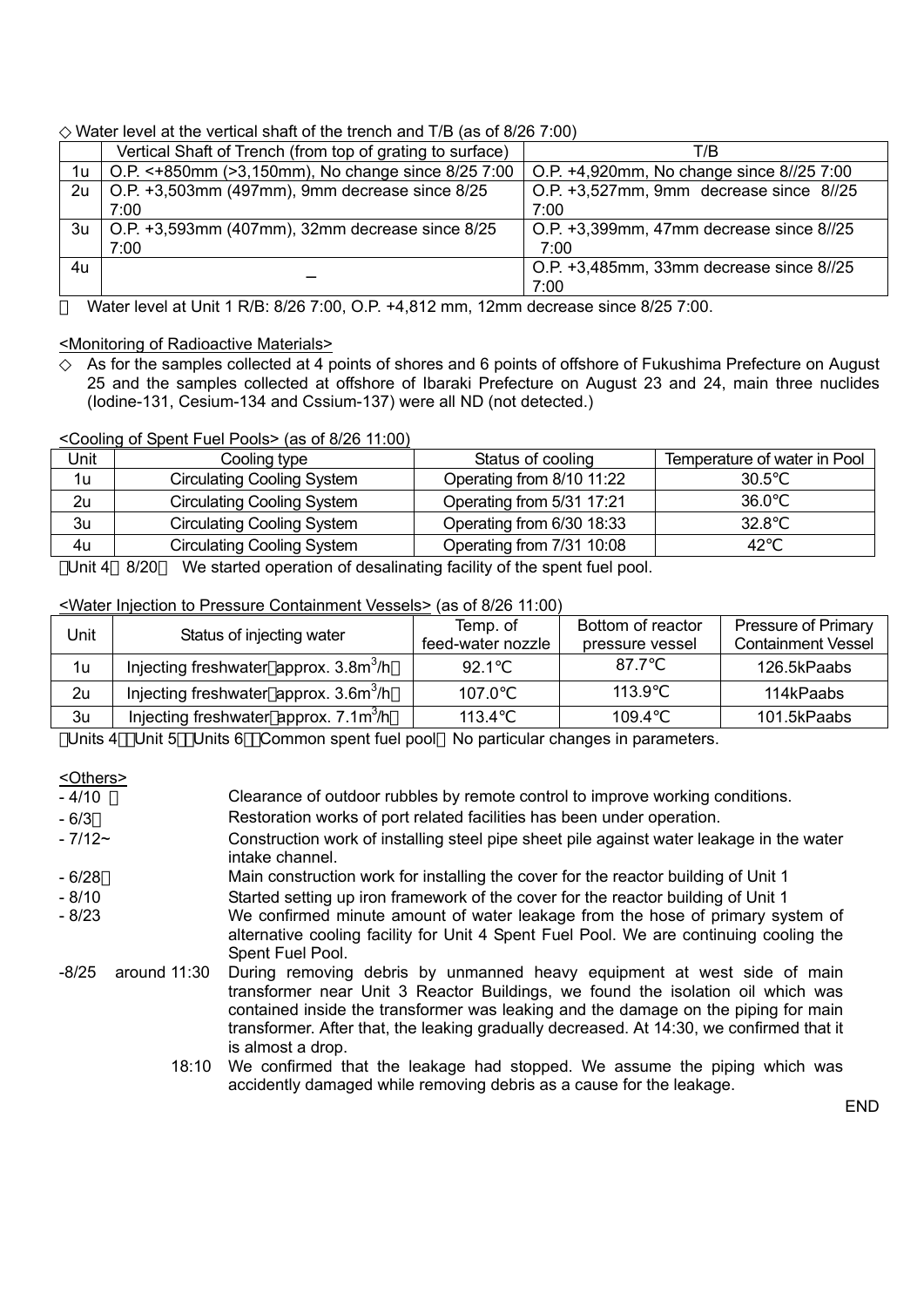◇ Water level at the vertical shaft of the trench and T/B (as of 8/26 7:00)

| | Vertical Shaft of Trench (from top of grating to surface) | T/B |
|---|---|---|
| 1u | O.P. <+850mm (>3,150mm), No change since 8/25 7:00 | O.P. +4,920mm, No change since 8//25 7:00 |
| 2u | O.P. +3,503mm (497mm), 9mm decrease since 8/25 7:00 | O.P. +3,527mm, 9mm decrease since 8//25 7:00 |
| 3u | O.P. +3,593mm (407mm), 32mm decrease since 8/25 7:00 | O.P. +3,399mm, 47mm decrease since 8//25 7:00 |
| 4u | – | O.P. +3,485mm, 33mm decrease since 8//25 7:00 |

 Water level at Unit 1 R/B: 8/26 7:00, O.P. +4,812 mm, 12mm decrease since 8/25 7:00.

<Monitoring of Radioactive Materials>

◇ As for the samples collected at 4 points of shores and 6 points of offshore of Fukushima Prefecture on August 25 and the samples collected at offshore of Ibaraki Prefecture on August 23 and 24, main three nuclides (Iodine-131, Cesium-134 and Cssium-137) were all ND (not detected.)

<Cooling of Spent Fuel Pools> (as of 8/26 11:00)

| Unit | Cooling type | Status of cooling | Temperature of water in Pool |
|---|---|---|---|
| 1u | Circulating Cooling System | Operating from 8/10 11:22 | 30.5℃ |
| 2u | Circulating Cooling System | Operating from 5/31 17:21 | 36.0℃ |
| 3u | Circulating Cooling System | Operating from 6/30 18:33 | 32.8℃ |
| 4u | Circulating Cooling System | Operating from 7/31 10:08 | 42℃ |

Unit 4 8/20 We started operation of desalinating facility of the spent fuel pool.

<Water Injection to Pressure Containment Vessels> (as of 8/26 11:00)

| Unit | Status of injecting water | Temp. of feed-water nozzle | Bottom of reactor pressure vessel | Pressure of Primary Containment Vessel |
|---|---|---|---|---|
| 1u | Injecting freshwater approx. 3.8$m^3$/h | 92.1℃ | 87.7℃ | 126.5kPaabs |
| 2u | Injecting freshwater approx. 3.6$m^3$/h | 107.0℃ | 113.9℃ | 114kPaabs |
| 3u | Injecting freshwater approx. 7.1$m^3$/h | 113.4℃ | 109.4℃ | 101.5kPaabs |

Units 4 Unit 5 Units 6 Common spent fuel pool No particular changes in parameters.

<Others>

- 4/10 Clearance of outdoor rubbles by remote control to improve working conditions.
- 6/3 Restoration works of port related facilities has been under operation.
- 7/12~ Construction work of installing steel pipe sheet pile against water leakage in the water intake channel.
- 6/28 Main construction work for installing the cover for the reactor building of Unit 1
- 8/10 Started setting up iron framework of the cover for the reactor building of Unit 1
- 8/23 We confirmed minute amount of water leakage from the hose of primary system of alternative cooling facility for Unit 4 Spent Fuel Pool. We are continuing cooling the Spent Fuel Pool.
- 8/25 around 11:30 During removing debris by unmanned heavy equipment at west side of main transformer near Unit 3 Reactor Buildings, we found the isolation oil which was contained inside the transformer was leaking and the damage on the piping for main transformer. After that, the leaking gradually decreased. At 14:30, we confirmed that it is almost a drop.
  - 18:10 We confirmed that the leakage had stopped. We assume the piping which was accidently damaged while removing debris as a cause for the leakage.

END